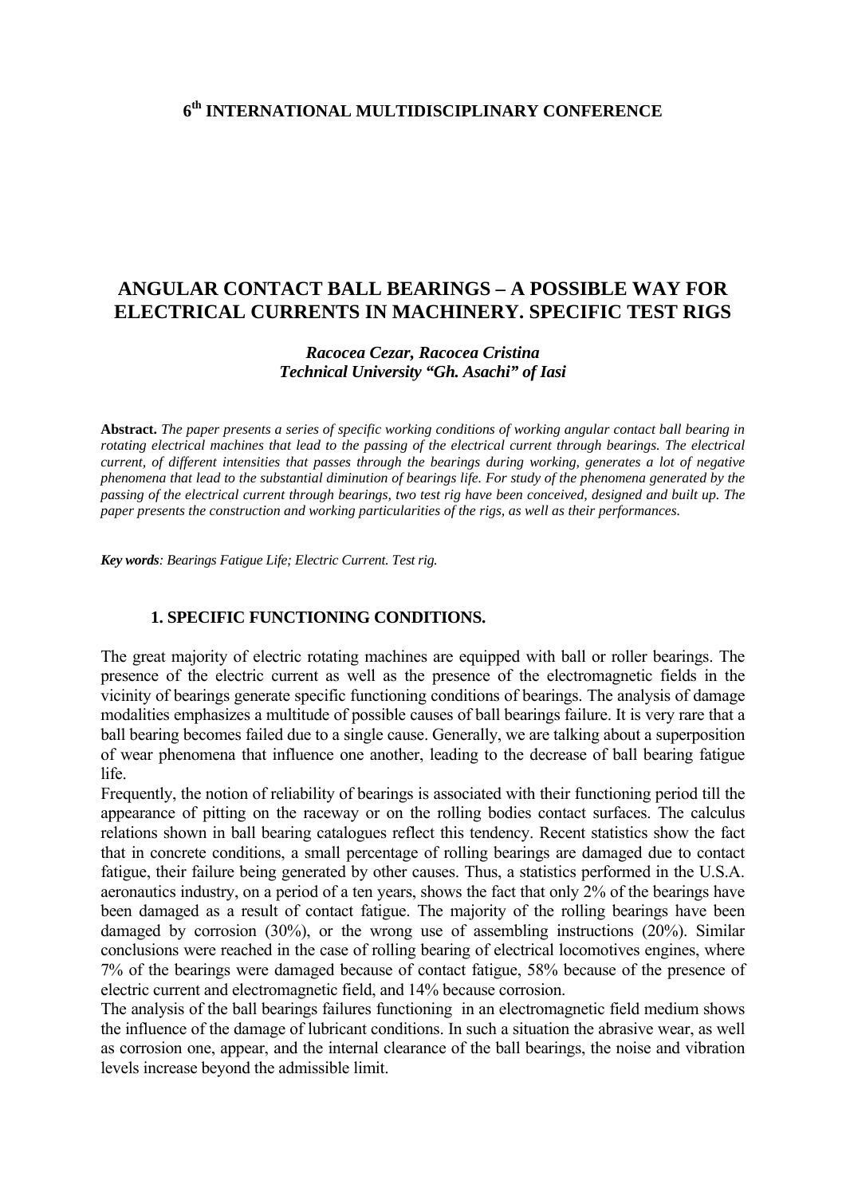## 6th INTERNATIONAL MULTIDISCIPLINARY CONFERENCE

# ANGULAR CONTACT BALL BEARINGS – A POSSIBLE WAY FOR ELECTRICAL CURRENTS IN MACHINERY. SPECIFIC TEST RIGS

***Racocea Cezar, Racocea Cristina***
***Technical University "Gh. Asachi" of Iasi***

**Abstract.** *The paper presents a series of specific working conditions of working angular contact ball bearing in rotating electrical machines that lead to the passing of the electrical current through bearings. The electrical current, of different intensities that passes through the bearings during working, generates a lot of negative phenomena that lead to the substantial diminution of bearings life. For study of the phenomena generated by the passing of the electrical current through bearings, two test rig have been conceived, designed and built up. The paper presents the construction and working particularities of the rigs, as well as their performances.*

***Key words****: Bearings Fatigue Life; Electric Current. Test rig.*

## 1. SPECIFIC FUNCTIONING CONDITIONS.

The great majority of electric rotating machines are equipped with ball or roller bearings. The presence of the electric current as well as the presence of the electromagnetic fields in the vicinity of bearings generate specific functioning conditions of bearings. The analysis of damage modalities emphasizes a multitude of possible causes of ball bearings failure. It is very rare that a ball bearing becomes failed due to a single cause. Generally, we are talking about a superposition of wear phenomena that influence one another, leading to the decrease of ball bearing fatigue life.

Frequently, the notion of reliability of bearings is associated with their functioning period till the appearance of pitting on the raceway or on the rolling bodies contact surfaces. The calculus relations shown in ball bearing catalogues reflect this tendency. Recent statistics show the fact that in concrete conditions, a small percentage of rolling bearings are damaged due to contact fatigue, their failure being generated by other causes. Thus, a statistics performed in the U.S.A. aeronautics industry, on a period of a ten years, shows the fact that only 2% of the bearings have been damaged as a result of contact fatigue. The majority of the rolling bearings have been damaged by corrosion (30%), or the wrong use of assembling instructions (20%). Similar conclusions were reached in the case of rolling bearing of electrical locomotives engines, where 7% of the bearings were damaged because of contact fatigue, 58% because of the presence of electric current and electromagnetic field, and 14% because corrosion.

The analysis of the ball bearings failures functioning in an electromagnetic field medium shows the influence of the damage of lubricant conditions. In such a situation the abrasive wear, as well as corrosion one, appear, and the internal clearance of the ball bearings, the noise and vibration levels increase beyond the admissible limit.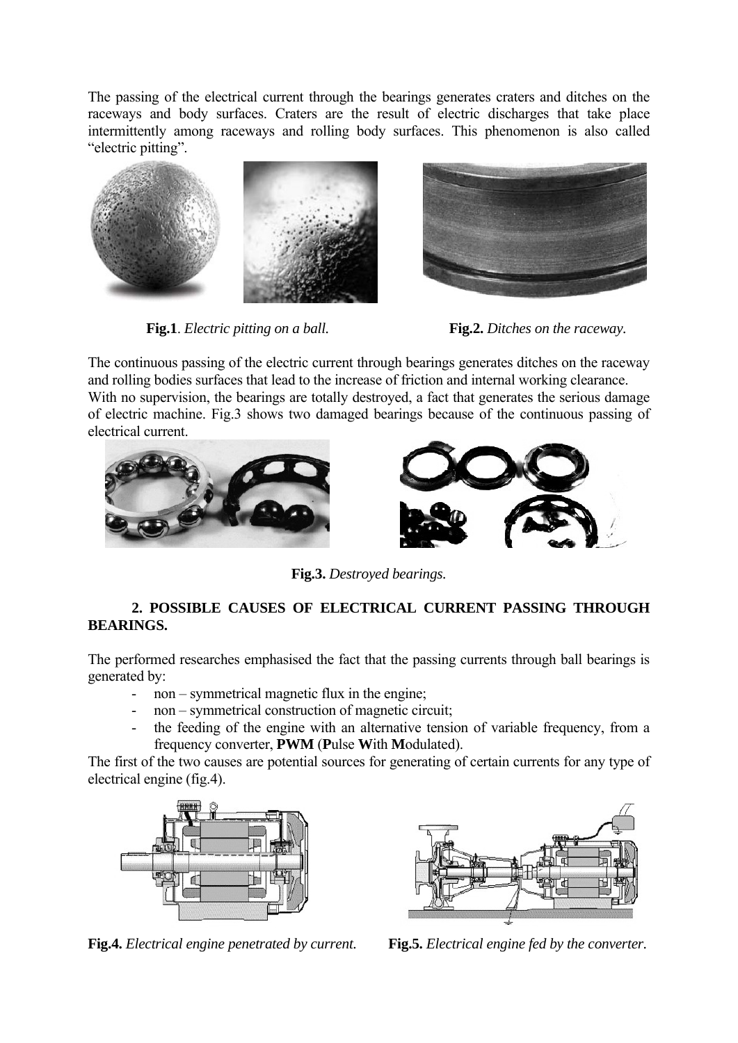The passing of the electrical current through the bearings generates craters and ditches on the raceways and body surfaces. Craters are the result of electric discharges that take place intermittently among raceways and rolling body surfaces. This phenomenon is also called "electric pitting".

**Fig.1**. *Electric pitting on a ball.*

**Fig.2.** *Ditches on the raceway.*

The continuous passing of the electric current through bearings generates ditches on the raceway and rolling bodies surfaces that lead to the increase of friction and internal working clearance. With no supervision, the bearings are totally destroyed, a fact that generates the serious damage of electric machine. Fig.3 shows two damaged bearings because of the continuous passing of electrical current.

**Fig.3.** *Destroyed bearings.*

## 2. POSSIBLE CAUSES OF ELECTRICAL CURRENT PASSING THROUGH BEARINGS.

The performed researches emphasised the fact that the passing currents through ball bearings is generated by:

- non – symmetrical magnetic flux in the engine;
- non – symmetrical construction of magnetic circuit;
- the feeding of the engine with an alternative tension of variable frequency, from a frequency converter, **PWM** (**P**ulse **W**ith **M**odulated).

The first of the two causes are potential sources for generating of certain currents for any type of electrical engine (fig.4).

**Fig.4.** *Electrical engine penetrated by current.*

**Fig.5.** *Electrical engine fed by the converter.*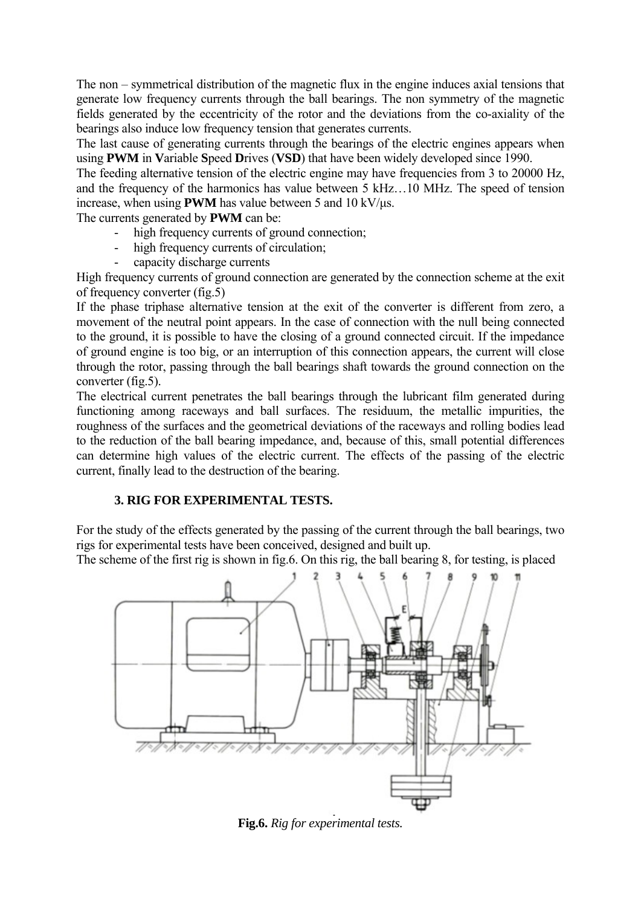The non – symmetrical distribution of the magnetic flux in the engine induces axial tensions that generate low frequency currents through the ball bearings. The non symmetry of the magnetic fields generated by the eccentricity of the rotor and the deviations from the co-axiality of the bearings also induce low frequency tension that generates currents.

The last cause of generating currents through the bearings of the electric engines appears when using **PWM** in **V**ariable **S**peed **D**rives (**VSD**) that have been widely developed since 1990.

The feeding alternative tension of the electric engine may have frequencies from 3 to 20000 Hz, and the frequency of the harmonics has value between 5 kHz…10 MHz. The speed of tension increase, when using **PWM** has value between 5 and 10 kV/μs.

The currents generated by **PWM** can be:

- high frequency currents of ground connection;
- high frequency currents of circulation;
- capacity discharge currents

High frequency currents of ground connection are generated by the connection scheme at the exit of frequency converter (fig.5)

If the phase triphase alternative tension at the exit of the converter is different from zero, a movement of the neutral point appears. In the case of connection with the null being connected to the ground, it is possible to have the closing of a ground connected circuit. If the impedance of ground engine is too big, or an interruption of this connection appears, the current will close through the rotor, passing through the ball bearings shaft towards the ground connection on the converter (fig.5).

The electrical current penetrates the ball bearings through the lubricant film generated during functioning among raceways and ball surfaces. The residuum, the metallic impurities, the roughness of the surfaces and the geometrical deviations of the raceways and rolling bodies lead to the reduction of the ball bearing impedance, and, because of this, small potential differences can determine high values of the electric current. The effects of the passing of the electric current, finally lead to the destruction of the bearing.

## 3. RIG FOR EXPERIMENTAL TESTS.

For the study of the effects generated by the passing of the current through the ball bearings, two rigs for experimental tests have been conceived, designed and built up.

The scheme of the first rig is shown in fig.6. On this rig, the ball bearing 8, for testing, is placed

**Fig.6.** *Rig for experimental tests.*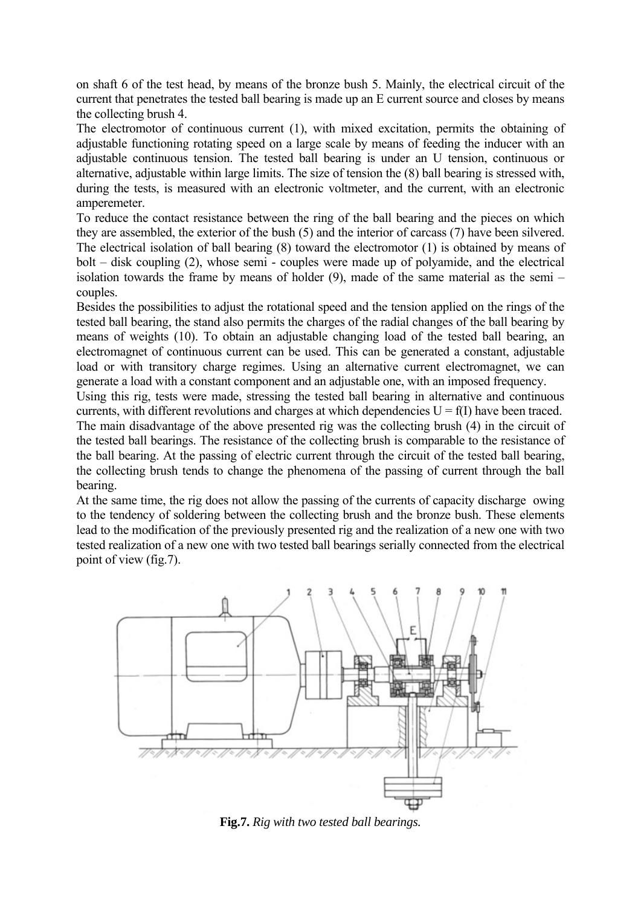on shaft 6 of the test head, by means of the bronze bush 5. Mainly, the electrical circuit of the current that penetrates the tested ball bearing is made up an E current source and closes by means the collecting brush 4.

The electromotor of continuous current (1), with mixed excitation, permits the obtaining of adjustable functioning rotating speed on a large scale by means of feeding the inducer with an adjustable continuous tension. The tested ball bearing is under an U tension, continuous or alternative, adjustable within large limits. The size of tension the (8) ball bearing is stressed with, during the tests, is measured with an electronic voltmeter, and the current, with an electronic amperemeter.

To reduce the contact resistance between the ring of the ball bearing and the pieces on which they are assembled, the exterior of the bush (5) and the interior of carcass (7) have been silvered. The electrical isolation of ball bearing (8) toward the electromotor (1) is obtained by means of bolt – disk coupling (2), whose semi - couples were made up of polyamide, and the electrical isolation towards the frame by means of holder (9), made of the same material as the semi – couples.

Besides the possibilities to adjust the rotational speed and the tension applied on the rings of the tested ball bearing, the stand also permits the charges of the radial changes of the ball bearing by means of weights (10). To obtain an adjustable changing load of the tested ball bearing, an electromagnet of continuous current can be used. This can be generated a constant, adjustable load or with transitory charge regimes. Using an alternative current electromagnet, we can generate a load with a constant component and an adjustable one, with an imposed frequency.

Using this rig, tests were made, stressing the tested ball bearing in alternative and continuous currents, with different revolutions and charges at which dependencies $U = f(I)$ have been traced.

The main disadvantage of the above presented rig was the collecting brush (4) in the circuit of the tested ball bearings. The resistance of the collecting brush is comparable to the resistance of the ball bearing. At the passing of electric current through the circuit of the tested ball bearing, the collecting brush tends to change the phenomena of the passing of current through the ball bearing.

At the same time, the rig does not allow the passing of the currents of capacity discharge owing to the tendency of soldering between the collecting brush and the bronze bush. These elements lead to the modification of the previously presented rig and the realization of a new one with two tested realization of a new one with two tested ball bearings serially connected from the electrical point of view (fig.7).

**Fig.7.** *Rig with two tested ball bearings.*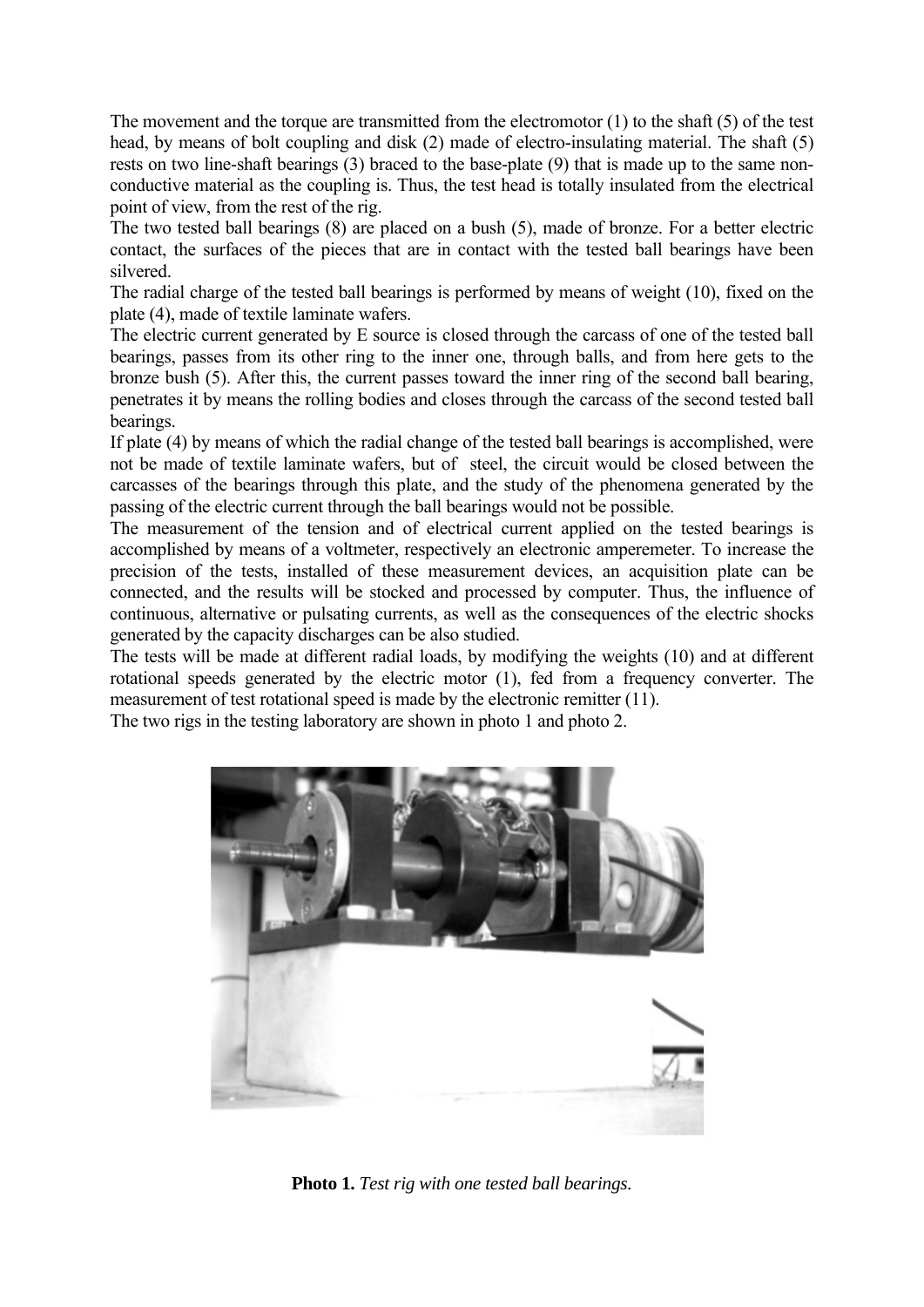The movement and the torque are transmitted from the electromotor (1) to the shaft (5) of the test head, by means of bolt coupling and disk (2) made of electro-insulating material. The shaft (5) rests on two line-shaft bearings (3) braced to the base-plate (9) that is made up to the same non-conductive material as the coupling is. Thus, the test head is totally insulated from the electrical point of view, from the rest of the rig.

The two tested ball bearings (8) are placed on a bush (5), made of bronze. For a better electric contact, the surfaces of the pieces that are in contact with the tested ball bearings have been silvered.

The radial charge of the tested ball bearings is performed by means of weight (10), fixed on the plate (4), made of textile laminate wafers.

The electric current generated by E source is closed through the carcass of one of the tested ball bearings, passes from its other ring to the inner one, through balls, and from here gets to the bronze bush (5). After this, the current passes toward the inner ring of the second ball bearing, penetrates it by means the rolling bodies and closes through the carcass of the second tested ball bearings.

If plate (4) by means of which the radial change of the tested ball bearings is accomplished, were not be made of textile laminate wafers, but of steel, the circuit would be closed between the carcasses of the bearings through this plate, and the study of the phenomena generated by the passing of the electric current through the ball bearings would not be possible.

The measurement of the tension and of electrical current applied on the tested bearings is accomplished by means of a voltmeter, respectively an electronic amperemeter. To increase the precision of the tests, installed of these measurement devices, an acquisition plate can be connected, and the results will be stocked and processed by computer. Thus, the influence of continuous, alternative or pulsating currents, as well as the consequences of the electric shocks generated by the capacity discharges can be also studied.

The tests will be made at different radial loads, by modifying the weights (10) and at different rotational speeds generated by the electric motor (1), fed from a frequency converter. The measurement of test rotational speed is made by the electronic remitter (11).

The two rigs in the testing laboratory are shown in photo 1 and photo 2.

**Photo 1.** *Test rig with one tested ball bearings.*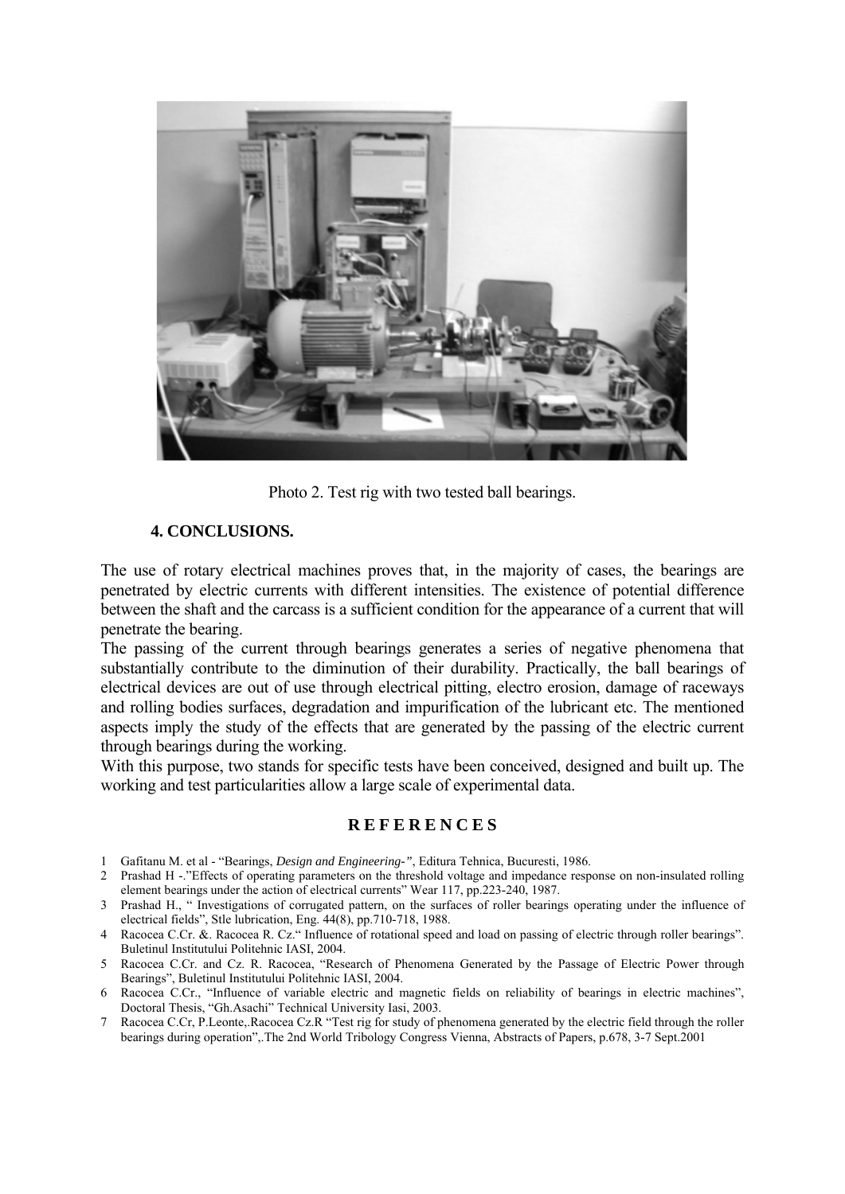Photo 2. Test rig with two tested ball bearings.

## 4. CONCLUSIONS.

The use of rotary electrical machines proves that, in the majority of cases, the bearings are penetrated by electric currents with different intensities. The existence of potential difference between the shaft and the carcass is a sufficient condition for the appearance of a current that will penetrate the bearing.

The passing of the current through bearings generates a series of negative phenomena that substantially contribute to the diminution of their durability. Practically, the ball bearings of electrical devices are out of use through electrical pitting, electro erosion, damage of raceways and rolling bodies surfaces, degradation and impurification of the lubricant etc. The mentioned aspects imply the study of the effects that are generated by the passing of the electric current through bearings during the working.

With this purpose, two stands for specific tests have been conceived, designed and built up. The working and test particularities allow a large scale of experimental data.

## R E F E R E N C E S

1. Gafitanu M. et al - "Bearings, *Design and Engineering-"*, Editura Tehnica, Bucuresti, 1986.
2. Prashad H -."Effects of operating parameters on the threshold voltage and impedance response on non-insulated rolling element bearings under the action of electrical currents" Wear 117, pp.223-240, 1987.
3. Prashad H., " Investigations of corrugated pattern, on the surfaces of roller bearings operating under the influence of electrical fields", Stle lubrication, Eng. 44(8), pp.710-718, 1988.
4. Racocea C.Cr. &. Racocea R. Cz." Influence of rotational speed and load on passing of electric through roller bearings". Buletinul Institutului Politehnic IASI, 2004.
5. Racocea C.Cr. and Cz. R. Racocea, "Research of Phenomena Generated by the Passage of Electric Power through Bearings", Buletinul Institutului Politehnic IASI, 2004.
6. Racocea C.Cr., "Influence of variable electric and magnetic fields on reliability of bearings in electric machines", Doctoral Thesis, "Gh.Asachi" Technical University Iasi, 2003.
7. Racocea C.Cr, P.Leonte,.Racocea Cz.R "Test rig for study of phenomena generated by the electric field through the roller bearings during operation",.The 2nd World Tribology Congress Vienna, Abstracts of Papers, p.678, 3-7 Sept.2001